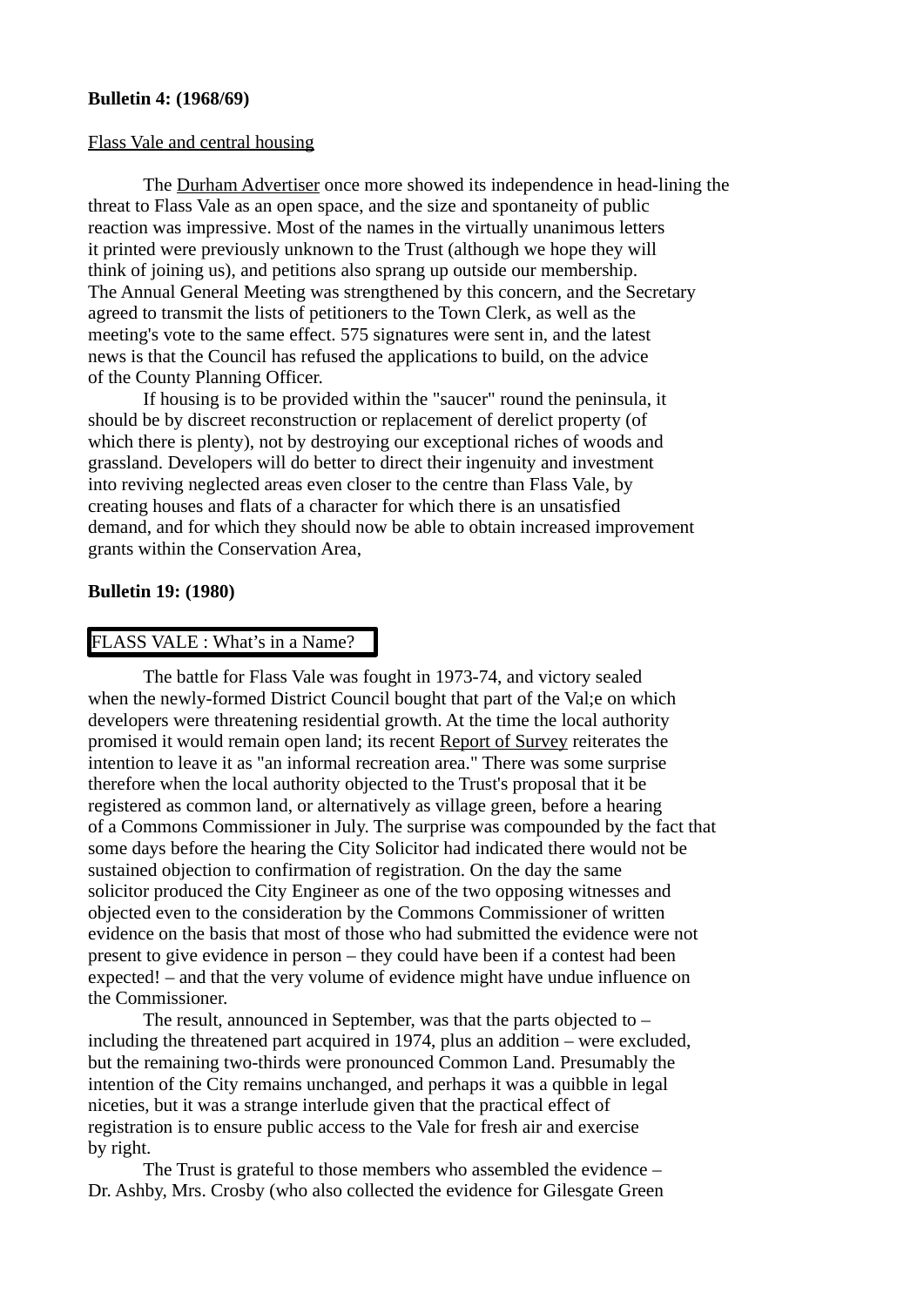**Bulletin 4: (1968/69)**

Flass Vale and central housing

The Durham Advertiser once more showed its independence in head-lining the threat to Flass Vale as an open space, and the size and spontaneity of public reaction was impressive. Most of the names in the virtually unanimous letters it printed were previously unknown to the Trust (although we hope they will think of joining us), and petitions also sprang up outside our membership. The Annual General Meeting was strengthened by this concern, and the Secretary agreed to transmit the lists of petitioners to the Town Clerk, as well as the meeting's vote to the same effect. 575 signatures were sent in, and the latest news is that the Council has refused the applications to build, on the advice of the County Planning Officer.

If housing is to be provided within the "saucer" round the peninsula, it should be by discreet reconstruction or replacement of derelict property (of which there is plenty), not by destroying our exceptional riches of woods and grassland. Developers will do better to direct their ingenuity and investment into reviving neglected areas even closer to the centre than Flass Vale, by creating houses and flats of a character for which there is an unsatisfied demand, and for which they should now be able to obtain increased improvement grants within the Conservation Area,

**Bulletin 19: (1980)**

FLASS VALE : What's in a Name?

The battle for Flass Vale was fought in 1973-74, and victory sealed when the newly-formed District Council bought that part of the Val;e on which developers were threatening residential growth. At the time the local authority promised it would remain open land; its recent Report of Survey reiterates the intention to leave it as "an informal recreation area." There was some surprise therefore when the local authority objected to the Trust's proposal that it be registered as common land, or alternatively as village green, before a hearing of a Commons Commissioner in July. The surprise was compounded by the fact that some days before the hearing the City Solicitor had indicated there would not be sustained objection to confirmation of registration. On the day the same solicitor produced the City Engineer as one of the two opposing witnesses and objected even to the consideration by the Commons Commissioner of written evidence on the basis that most of those who had submitted the evidence were not present to give evidence in person – they could have been if a contest had been expected! – and that the very volume of evidence might have undue influence on the Commissioner.

The result, announced in September, was that the parts objected to – including the threatened part acquired in 1974, plus an addition – were excluded, but the remaining two-thirds were pronounced Common Land. Presumably the intention of the City remains unchanged, and perhaps it was a quibble in legal niceties, but it was a strange interlude given that the practical effect of registration is to ensure public access to the Vale for fresh air and exercise by right.

The Trust is grateful to those members who assembled the evidence – Dr. Ashby, Mrs. Crosby (who also collected the evidence for Gilesgate Green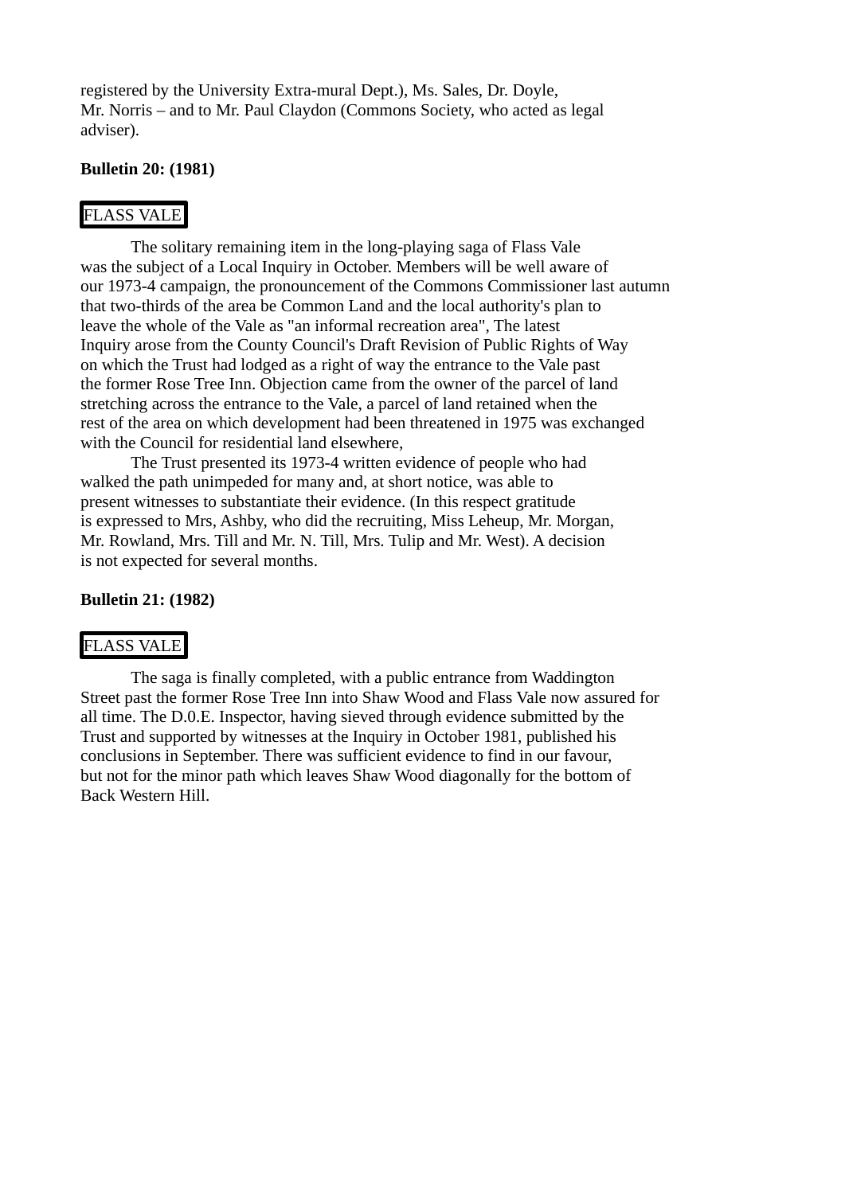registered by the University Extra-mural Dept.), Ms. Sales, Dr. Doyle, Mr. Norris – and to Mr. Paul Claydon (Commons Society, who acted as legal adviser).

**Bulletin 20: (1981)**

FLASS VALE

The solitary remaining item in the long-playing saga of Flass Vale was the subject of a Local Inquiry in October. Members will be well aware of our 1973-4 campaign, the pronouncement of the Commons Commissioner last autumn that two-thirds of the area be Common Land and the local authority's plan to leave the whole of the Vale as "an informal recreation area", The latest Inquiry arose from the County Council's Draft Revision of Public Rights of Way on which the Trust had lodged as a right of way the entrance to the Vale past the former Rose Tree Inn. Objection came from the owner of the parcel of land stretching across the entrance to the Vale, a parcel of land retained when the rest of the area on which development had been threatened in 1975 was exchanged with the Council for residential land elsewhere,

The Trust presented its 1973-4 written evidence of people who had walked the path unimpeded for many and, at short notice, was able to present witnesses to substantiate their evidence. (In this respect gratitude is expressed to Mrs, Ashby, who did the recruiting, Miss Leheup, Mr. Morgan, Mr. Rowland, Mrs. Till and Mr. N. Till, Mrs. Tulip and Mr. West). A decision is not expected for several months.

**Bulletin 21: (1982)**

FLASS VALE

The saga is finally completed, with a public entrance from Waddington Street past the former Rose Tree Inn into Shaw Wood and Flass Vale now assured for all time. The D.0.E. Inspector, having sieved through evidence submitted by the Trust and supported by witnesses at the Inquiry in October 1981, published his conclusions in September. There was sufficient evidence to find in our favour, but not for the minor path which leaves Shaw Wood diagonally for the bottom of Back Western Hill.